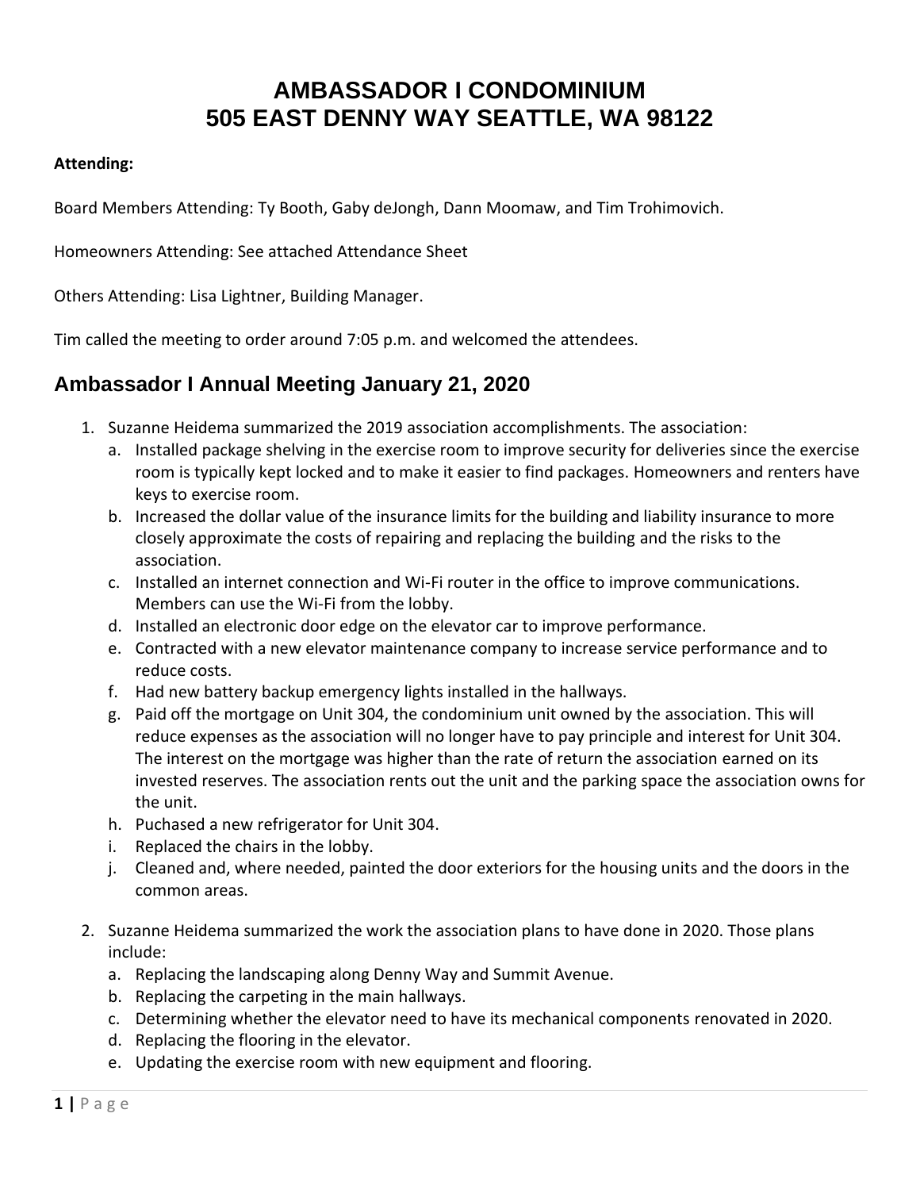# AMBASSADOR I CONDOMINIUM
# 505 EAST DENNY WAY SEATTLE, WA 98122

**Attending:**

Board Members Attending: Ty Booth, Gaby deJongh, Dann Moomaw, and Tim Trohimovich.

Homeowners Attending: See attached Attendance Sheet

Others Attending: Lisa Lightner, Building Manager.

Tim called the meeting to order around 7:05 p.m. and welcomed the attendees.

## Ambassador I Annual Meeting January 21, 2020

1. Suzanne Heidema summarized the 2019 association accomplishments. The association:
   a. Installed package shelving in the exercise room to improve security for deliveries since the exercise room is typically kept locked and to make it easier to find packages. Homeowners and renters have keys to exercise room.
   b. Increased the dollar value of the insurance limits for the building and liability insurance to more closely approximate the costs of repairing and replacing the building and the risks to the association.
   c. Installed an internet connection and Wi-Fi router in the office to improve communications. Members can use the Wi-Fi from the lobby.
   d. Installed an electronic door edge on the elevator car to improve performance.
   e. Contracted with a new elevator maintenance company to increase service performance and to reduce costs.
   f. Had new battery backup emergency lights installed in the hallways.
   g. Paid off the mortgage on Unit 304, the condominium unit owned by the association. This will reduce expenses as the association will no longer have to pay principle and interest for Unit 304. The interest on the mortgage was higher than the rate of return the association earned on its invested reserves. The association rents out the unit and the parking space the association owns for the unit.
   h. Puchased a new refrigerator for Unit 304.
   i. Replaced the chairs in the lobby.
   j. Cleaned and, where needed, painted the door exteriors for the housing units and the doors in the common areas.

2. Suzanne Heidema summarized the work the association plans to have done in 2020. Those plans include:
   a. Replacing the landscaping along Denny Way and Summit Avenue.
   b. Replacing the carpeting in the main hallways.
   c. Determining whether the elevator need to have its mechanical components renovated in 2020.
   d. Replacing the flooring in the elevator.
   e. Updating the exercise room with new equipment and flooring.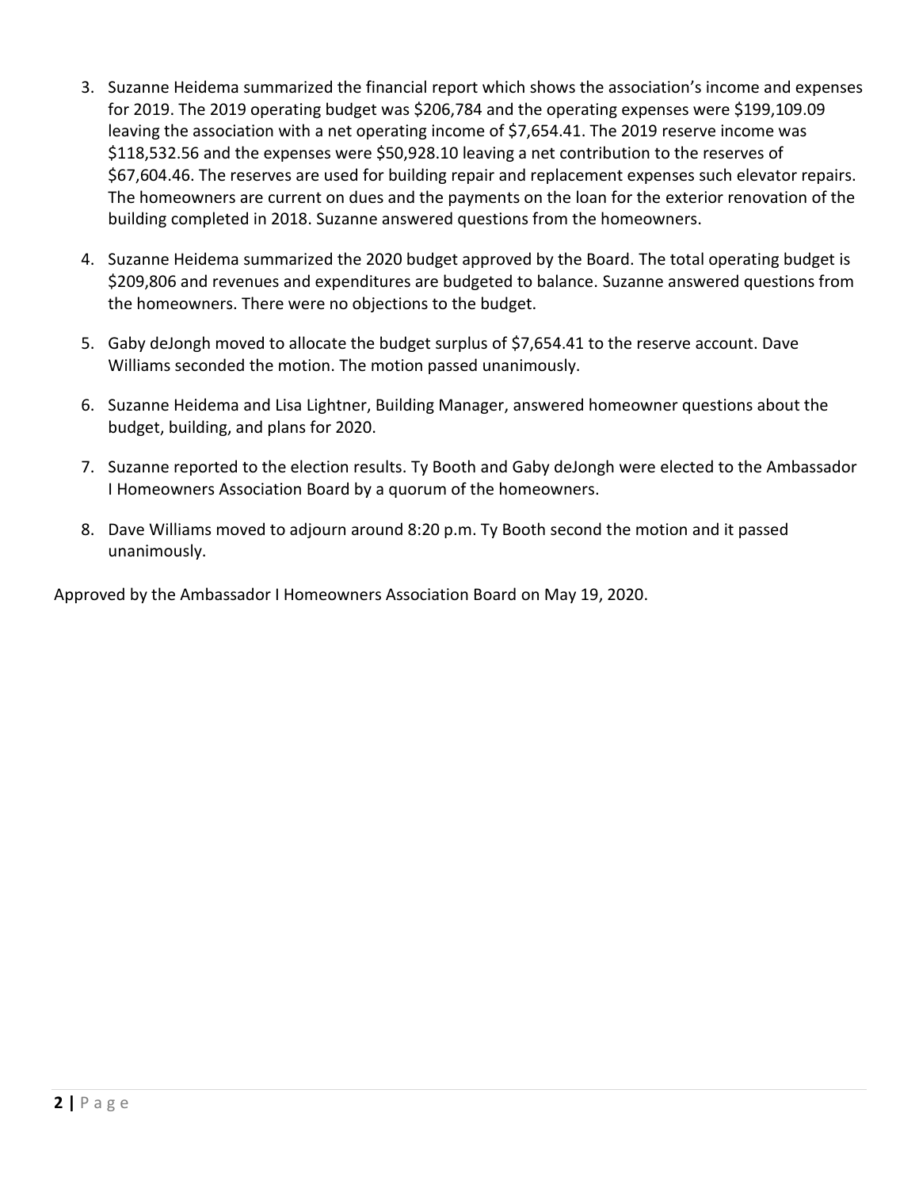3. Suzanne Heidema summarized the financial report which shows the association's income and expenses for 2019. The 2019 operating budget was $206,784 and the operating expenses were $199,109.09 leaving the association with a net operating income of $7,654.41. The 2019 reserve income was $118,532.56 and the expenses were $50,928.10 leaving a net contribution to the reserves of $67,604.46. The reserves are used for building repair and replacement expenses such elevator repairs. The homeowners are current on dues and the payments on the loan for the exterior renovation of the building completed in 2018. Suzanne answered questions from the homeowners.

4. Suzanne Heidema summarized the 2020 budget approved by the Board. The total operating budget is $209,806 and revenues and expenditures are budgeted to balance. Suzanne answered questions from the homeowners. There were no objections to the budget.

5. Gaby deJongh moved to allocate the budget surplus of $7,654.41 to the reserve account. Dave Williams seconded the motion. The motion passed unanimously.

6. Suzanne Heidema and Lisa Lightner, Building Manager, answered homeowner questions about the budget, building, and plans for 2020.

7. Suzanne reported to the election results. Ty Booth and Gaby deJongh were elected to the Ambassador I Homeowners Association Board by a quorum of the homeowners.

8. Dave Williams moved to adjourn around 8:20 p.m. Ty Booth second the motion and it passed unanimously.

Approved by the Ambassador I Homeowners Association Board on May 19, 2020.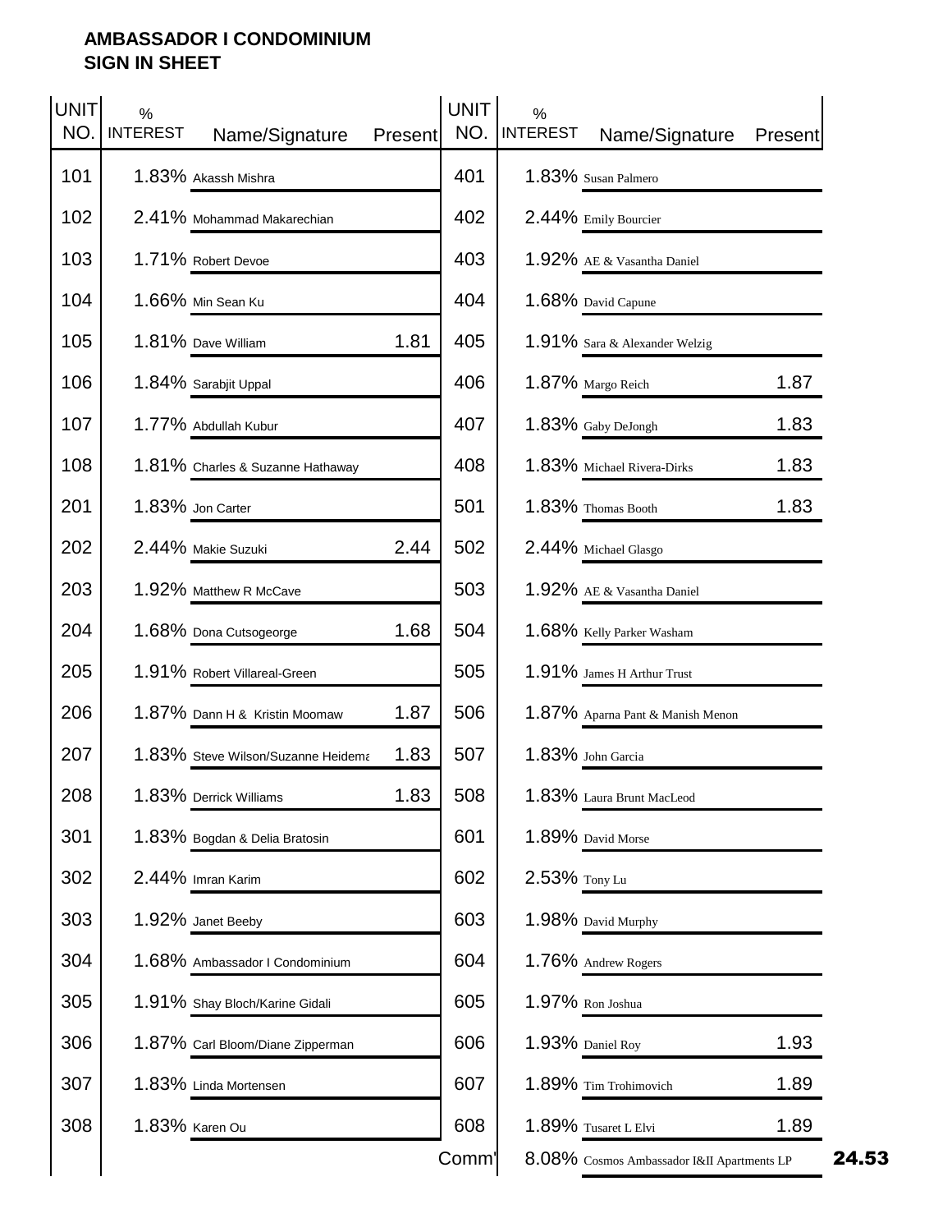**AMBASSADOR I CONDOMINIUM**
**SIGN IN SHEET**

| UNIT NO. | % INTEREST | Name/Signature | Present | UNIT NO. | % INTEREST | Name/Signature | Present |
|---|---|---|---|---|---|---|---|
| 101 | 1.83% | Akassh Mishra | | 401 | 1.83% | Susan Palmero | |
| 102 | 2.41% | Mohammad Makarechian | | 402 | 2.44% | Emily Bourcier | |
| 103 | 1.71% | Robert Devoe | | 403 | 1.92% | AE & Vasantha Daniel | |
| 104 | 1.66% | Min Sean Ku | | 404 | 1.68% | David Capune | |
| 105 | 1.81% | Dave William | 1.81 | 405 | 1.91% | Sara & Alexander Welzig | |
| 106 | 1.84% | Sarabjit Uppal | | 406 | 1.87% | Margo Reich | 1.87 |
| 107 | 1.77% | Abdullah Kubur | | 407 | 1.83% | Gaby DeJongh | 1.83 |
| 108 | 1.81% | Charles & Suzanne Hathaway | | 408 | 1.83% | Michael Rivera-Dirks | 1.83 |
| 201 | 1.83% | Jon Carter | | 501 | 1.83% | Thomas Booth | 1.83 |
| 202 | 2.44% | Makie Suzuki | 2.44 | 502 | 2.44% | Michael Glasgo | |
| 203 | 1.92% | Matthew R McCave | | 503 | 1.92% | AE & Vasantha Daniel | |
| 204 | 1.68% | Dona Cutsogeorge | 1.68 | 504 | 1.68% | Kelly Parker Washam | |
| 205 | 1.91% | Robert Villareal-Green | | 505 | 1.91% | James H Arthur Trust | |
| 206 | 1.87% | Dann H & Kristin Moomaw | 1.87 | 506 | 1.87% | Aparna Pant & Manish Menon | |
| 207 | 1.83% | Steve Wilson/Suzanne Heidema | 1.83 | 507 | 1.83% | John Garcia | |
| 208 | 1.83% | Derrick Williams | 1.83 | 508 | 1.83% | Laura Brunt MacLeod | |
| 301 | 1.83% | Bogdan & Delia Bratosin | | 601 | 1.89% | David Morse | |
| 302 | 2.44% | Imran Karim | | 602 | 2.53% | Tony Lu | |
| 303 | 1.92% | Janet Beeby | | 603 | 1.98% | David Murphy | |
| 304 | 1.68% | Ambassador I Condominium | | 604 | 1.76% | Andrew Rogers | |
| 305 | 1.91% | Shay Bloch/Karine Gidali | | 605 | 1.97% | Ron Joshua | |
| 306 | 1.87% | Carl Bloom/Diane Zipperman | | 606 | 1.93% | Daniel Roy | 1.93 |
| 307 | 1.83% | Linda Mortensen | | 607 | 1.89% | Tim Trohimovich | 1.89 |
| 308 | 1.83% | Karen Ou | | 608 | 1.89% | Tusaret L Elvi | 1.89 |
| | | | | Comm' | 8.08% | Cosmos Ambassador I&II Apartments LP | |

**24.53**